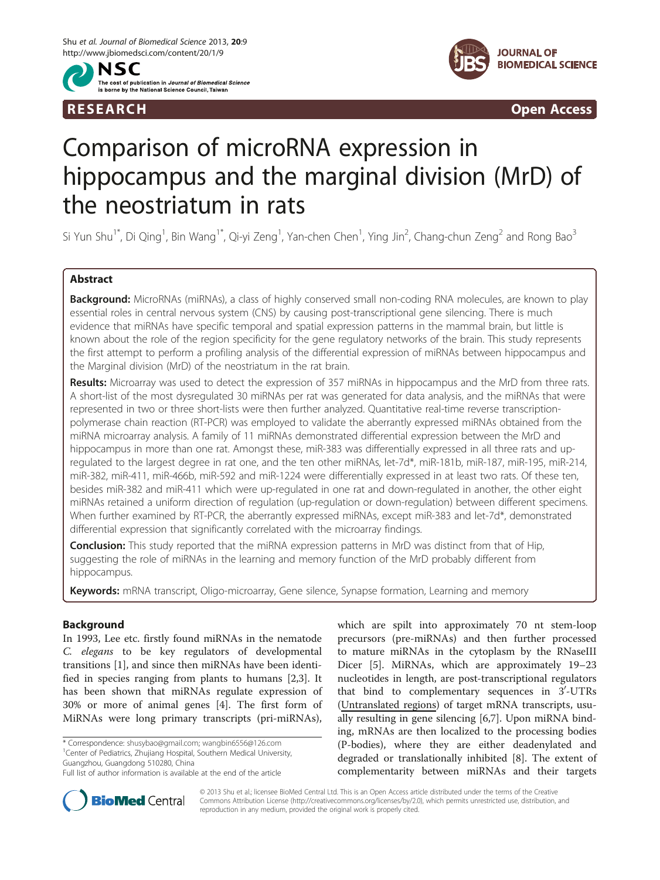RESEARCH Open Access

# Comparison of microRNA expression in hippocampus and the marginal division (MrD) of the neostriatum in rats

Si Yun Shu[1*], Di Qing[1], Bin Wang[1*], Qi-yi Zeng[1], Yan-chen Chen[1], Ying Jin[2], Chang-chun Zeng[2] and Rong Bao[3]

## Abstract

**Background:** MicroRNAs (miRNAs), a class of highly conserved small non-coding RNA molecules, are known to play essential roles in central nervous system (CNS) by causing post-transcriptional gene silencing. There is much evidence that miRNAs have specific temporal and spatial expression patterns in the mammal brain, but little is known about the role of the region specificity for the gene regulatory networks of the brain. This study represents the first attempt to perform a profiling analysis of the differential expression of miRNAs between hippocampus and the Marginal division (MrD) of the neostriatum in the rat brain.

**Results:** Microarray was used to detect the expression of 357 miRNAs in hippocampus and the MrD from three rats. A short-list of the most dysregulated 30 miRNAs per rat was generated for data analysis, and the miRNAs that were represented in two or three short-lists were then further analyzed. Quantitative real-time reverse transcription-polymerase chain reaction (RT-PCR) was employed to validate the aberrantly expressed miRNAs obtained from the miRNA microarray analysis. A family of 11 miRNAs demonstrated differential expression between the MrD and hippocampus in more than one rat. Amongst these, miR-383 was differentially expressed in all three rats and up-regulated to the largest degree in rat one, and the ten other miRNAs, let-7d*, miR-181b, miR-187, miR-195, miR-214, miR-382, miR-411, miR-466b, miR-592 and miR-1224 were differentially expressed in at least two rats. Of these ten, besides miR-382 and miR-411 which were up-regulated in one rat and down-regulated in another, the other eight miRNAs retained a uniform direction of regulation (up-regulation or down-regulation) between different specimens. When further examined by RT-PCR, the aberrantly expressed miRNAs, except miR-383 and let-7d*, demonstrated differential expression that significantly correlated with the microarray findings.

**Conclusion:** This study reported that the miRNA expression patterns in MrD was distinct from that of Hip, suggesting the role of miRNAs in the learning and memory function of the MrD probably different from hippocampus.

**Keywords:** mRNA transcript, Oligo-microarray, Gene silence, Synapse formation, Learning and memory

## Background

In 1993, Lee etc. firstly found miRNAs in the nematode *C. elegans* to be key regulators of developmental transitions [1], and since then miRNAs have been identified in species ranging from plants to humans [2,3]. It has been shown that miRNAs regulate expression of 30% or more of animal genes [4]. The first form of MiRNAs were long primary transcripts (pri-miRNAs), which are spilt into approximately 70 nt stem-loop precursors (pre-miRNAs) and then further processed to mature miRNAs in the cytoplasm by the RNaseIII Dicer [5]. MiRNAs, which are approximately 19–23 nucleotides in length, are post-transcriptional regulators that bind to complementary sequences in 3′-UTRs (Untranslated regions) of target mRNA transcripts, usually resulting in gene silencing [6,7]. Upon miRNA binding, mRNAs are then localized to the processing bodies (P-bodies), where they are either deadenylated and degraded or translationally inhibited [8]. The extent of complementarity between miRNAs and their targets

\* Correspondence: shusybao@gmail.com; wangbin6556@126.com
[1]Center of Pediatrics, Zhujiang Hospital, Southern Medical University, Guangzhou, Guangdong 510280, China
Full list of author information is available at the end of the article

© 2013 Shu et al.; licensee BioMed Central Ltd. This is an Open Access article distributed under the terms of the Creative Commons Attribution License (http://creativecommons.org/licenses/by/2.0), which permits unrestricted use, distribution, and reproduction in any medium, provided the original work is properly cited.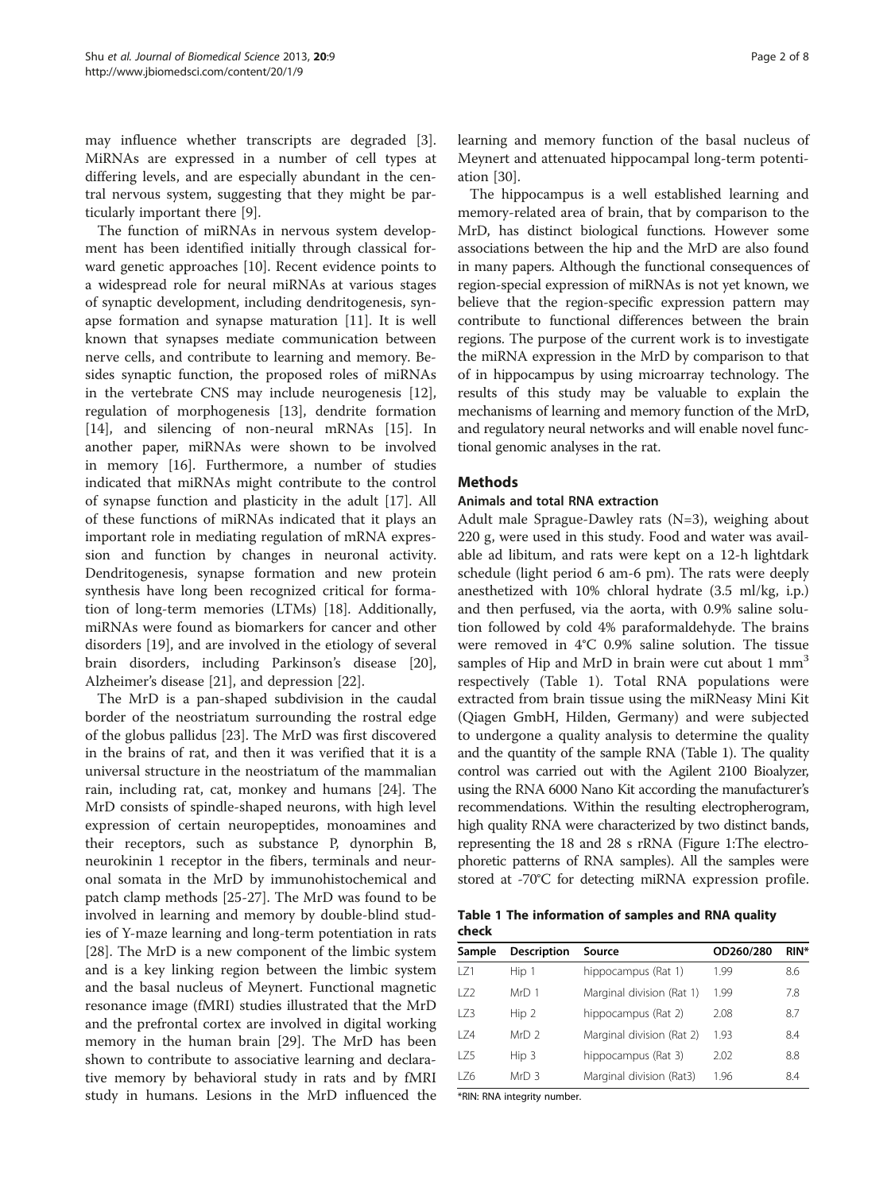may influence whether transcripts are degraded [3]. MiRNAs are expressed in a number of cell types at differing levels, and are especially abundant in the central nervous system, suggesting that they might be particularly important there [9].

The function of miRNAs in nervous system development has been identified initially through classical forward genetic approaches [10]. Recent evidence points to a widespread role for neural miRNAs at various stages of synaptic development, including dendritogenesis, synapse formation and synapse maturation [11]. It is well known that synapses mediate communication between nerve cells, and contribute to learning and memory. Besides synaptic function, the proposed roles of miRNAs in the vertebrate CNS may include neurogenesis [12], regulation of morphogenesis [13], dendrite formation [14], and silencing of non-neural mRNAs [15]. In another paper, miRNAs were shown to be involved in memory [16]. Furthermore, a number of studies indicated that miRNAs might contribute to the control of synapse function and plasticity in the adult [17]. All of these functions of miRNAs indicated that it plays an important role in mediating regulation of mRNA expression and function by changes in neuronal activity. Dendritogenesis, synapse formation and new protein synthesis have long been recognized critical for formation of long-term memories (LTMs) [18]. Additionally, miRNAs were found as biomarkers for cancer and other disorders [19], and are involved in the etiology of several brain disorders, including Parkinson's disease [20], Alzheimer's disease [21], and depression [22].

The MrD is a pan-shaped subdivision in the caudal border of the neostriatum surrounding the rostral edge of the globus pallidus [23]. The MrD was first discovered in the brains of rat, and then it was verified that it is a universal structure in the neostriatum of the mammalian rain, including rat, cat, monkey and humans [24]. The MrD consists of spindle-shaped neurons, with high level expression of certain neuropeptides, monoamines and their receptors, such as substance P, dynorphin B, neurokinin 1 receptor in the fibers, terminals and neuronal somata in the MrD by immunohistochemical and patch clamp methods [25-27]. The MrD was found to be involved in learning and memory by double-blind studies of Y-maze learning and long-term potentiation in rats [28]. The MrD is a new component of the limbic system and is a key linking region between the limbic system and the basal nucleus of Meynert. Functional magnetic resonance image (fMRI) studies illustrated that the MrD and the prefrontal cortex are involved in digital working memory in the human brain [29]. The MrD has been shown to contribute to associative learning and declarative memory by behavioral study in rats and by fMRI study in humans. Lesions in the MrD influenced the learning and memory function of the basal nucleus of Meynert and attenuated hippocampal long-term potentiation [30].

The hippocampus is a well established learning and memory-related area of brain, that by comparison to the MrD, has distinct biological functions. However some associations between the hip and the MrD are also found in many papers. Although the functional consequences of region-special expression of miRNAs is not yet known, we believe that the region-specific expression pattern may contribute to functional differences between the brain regions. The purpose of the current work is to investigate the miRNA expression in the MrD by comparison to that of in hippocampus by using microarray technology. The results of this study may be valuable to explain the mechanisms of learning and memory function of the MrD, and regulatory neural networks and will enable novel functional genomic analyses in the rat.

## Methods

### Animals and total RNA extraction

Adult male Sprague-Dawley rats (N=3), weighing about 220 g, were used in this study. Food and water was available ad libitum, and rats were kept on a 12-h lightdark schedule (light period 6 am-6 pm). The rats were deeply anesthetized with 10% chloral hydrate (3.5 ml/kg, i.p.) and then perfused, via the aorta, with 0.9% saline solution followed by cold 4% paraformaldehyde. The brains were removed in 4°C 0.9% saline solution. The tissue samples of Hip and MrD in brain were cut about 1 mm$^3$ respectively (Table 1). Total RNA populations were extracted from brain tissue using the miRNeasy Mini Kit (Qiagen GmbH, Hilden, Germany) and were subjected to undergone a quality analysis to determine the quality and the quantity of the sample RNA (Table 1). The quality control was carried out with the Agilent 2100 Bioalyzer, using the RNA 6000 Nano Kit according the manufacturer's recommendations. Within the resulting electropherogram, high quality RNA were characterized by two distinct bands, representing the 18 and 28 s rRNA (Figure 1:The electrophoretic patterns of RNA samples). All the samples were stored at -70°C for detecting miRNA expression profile.

**Table 1 The information of samples and RNA quality check**

| Sample | Description | Source | OD260/280 | RIN* |
|---|---|---|---|---|
| LZ1 | Hip 1 | hippocampus (Rat 1) | 1.99 | 8.6 |
| LZ2 | MrD 1 | Marginal division (Rat 1) | 1.99 | 7.8 |
| LZ3 | Hip 2 | hippocampus (Rat 2) | 2.08 | 8.7 |
| LZ4 | MrD 2 | Marginal division (Rat 2) | 1.93 | 8.4 |
| LZ5 | Hip 3 | hippocampus (Rat 3) | 2.02 | 8.8 |
| LZ6 | MrD 3 | Marginal division (Rat3) | 1.96 | 8.4 |

*RIN: RNA integrity number.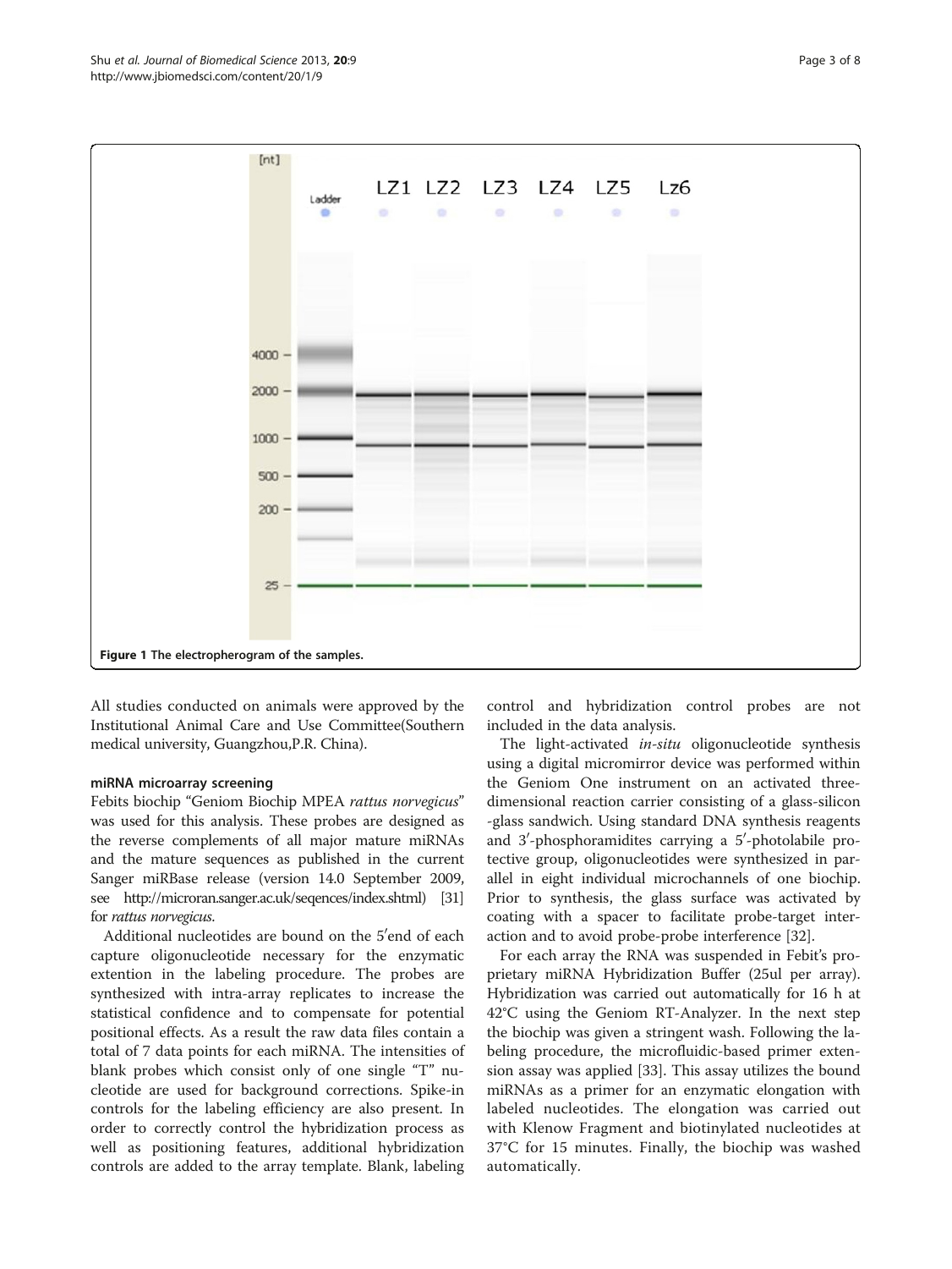Figure 1 The electropherogram of the samples.

All studies conducted on animals were approved by the Institutional Animal Care and Use Committee(Southern medical university, Guangzhou,P.R. China).

#### miRNA microarray screening

Febits biochip "Geniom Biochip MPEA *rattus norvegicus*" was used for this analysis. These probes are designed as the reverse complements of all major mature miRNAs and the mature sequences as published in the current Sanger miRBase release (version 14.0 September 2009, see http://microran.sanger.ac.uk/seqences/index.shtml) [31] for *rattus norvegicus*.

Additional nucleotides are bound on the 5′end of each capture oligonucleotide necessary for the enzymatic extention in the labeling procedure. The probes are synthesized with intra-array replicates to increase the statistical confidence and to compensate for potential positional effects. As a result the raw data files contain a total of 7 data points for each miRNA. The intensities of blank probes which consist only of one single "T" nucleotide are used for background corrections. Spike-in controls for the labeling efficiency are also present. In order to correctly control the hybridization process as well as positioning features, additional hybridization controls are added to the array template. Blank, labeling control and hybridization control probes are not included in the data analysis.

The light-activated *in-situ* oligonucleotide synthesis using a digital micromirror device was performed within the Geniom One instrument on an activated three-dimensional reaction carrier consisting of a glass-silicon -glass sandwich. Using standard DNA synthesis reagents and 3′-phosphoramidites carrying a 5′-photolabile protective group, oligonucleotides were synthesized in parallel in eight individual microchannels of one biochip. Prior to synthesis, the glass surface was activated by coating with a spacer to facilitate probe-target interaction and to avoid probe-probe interference [32].

For each array the RNA was suspended in Febit's proprietary miRNA Hybridization Buffer (25ul per array). Hybridization was carried out automatically for 16 h at 42°C using the Geniom RT-Analyzer. In the next step the biochip was given a stringent wash. Following the labeling procedure, the microfluidic-based primer extension assay was applied [33]. This assay utilizes the bound miRNAs as a primer for an enzymatic elongation with labeled nucleotides. The elongation was carried out with Klenow Fragment and biotinylated nucleotides at 37°C for 15 minutes. Finally, the biochip was washed automatically.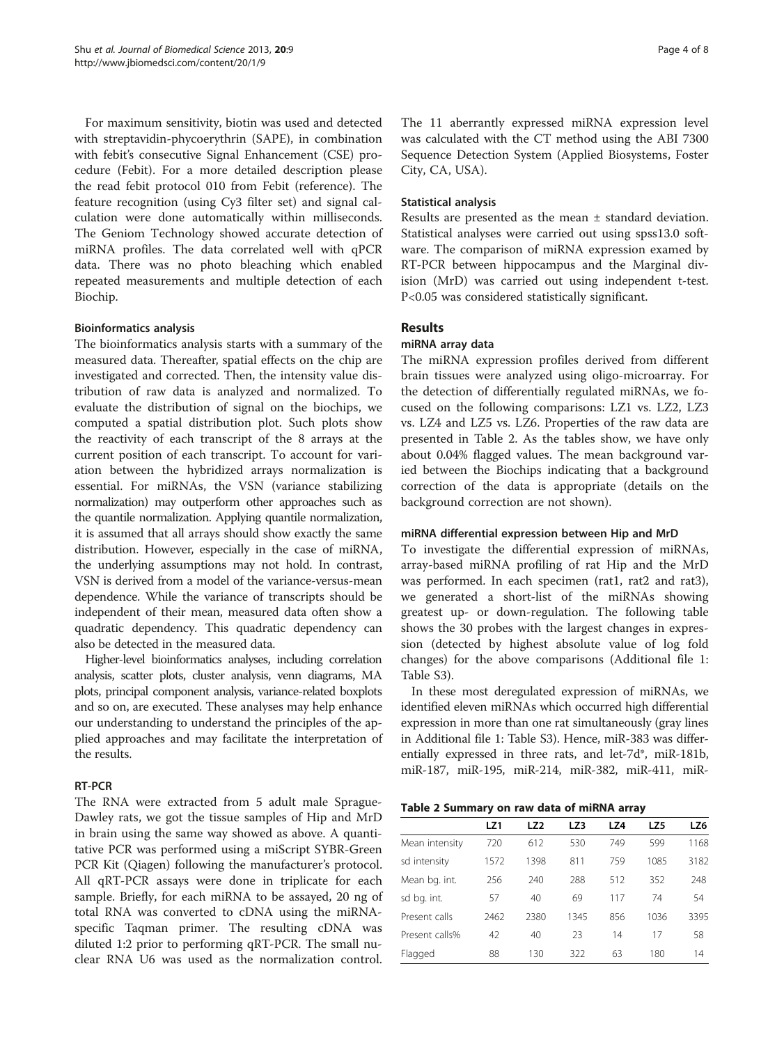For maximum sensitivity, biotin was used and detected with streptavidin-phycoerythrin (SAPE), in combination with febit's consecutive Signal Enhancement (CSE) procedure (Febit). For a more detailed description please the read febit protocol 010 from Febit (reference). The feature recognition (using Cy3 filter set) and signal calculation were done automatically within milliseconds. The Geniom Technology showed accurate detection of miRNA profiles. The data correlated well with qPCR data. There was no photo bleaching which enabled repeated measurements and multiple detection of each Biochip.

#### Bioinformatics analysis

The bioinformatics analysis starts with a summary of the measured data. Thereafter, spatial effects on the chip are investigated and corrected. Then, the intensity value distribution of raw data is analyzed and normalized. To evaluate the distribution of signal on the biochips, we computed a spatial distribution plot. Such plots show the reactivity of each transcript of the 8 arrays at the current position of each transcript. To account for variation between the hybridized arrays normalization is essential. For miRNAs, the VSN (variance stabilizing normalization) may outperform other approaches such as the quantile normalization. Applying quantile normalization, it is assumed that all arrays should show exactly the same distribution. However, especially in the case of miRNA, the underlying assumptions may not hold. In contrast, VSN is derived from a model of the variance-versus-mean dependence. While the variance of transcripts should be independent of their mean, measured data often show a quadratic dependency. This quadratic dependency can also be detected in the measured data.

Higher-level bioinformatics analyses, including correlation analysis, scatter plots, cluster analysis, venn diagrams, MA plots, principal component analysis, variance-related boxplots and so on, are executed. These analyses may help enhance our understanding to understand the principles of the applied approaches and may facilitate the interpretation of the results.

### RT-PCR

The RNA were extracted from 5 adult male Sprague-Dawley rats, we got the tissue samples of Hip and MrD in brain using the same way showed as above. A quantitative PCR was performed using a miScript SYBR-Green PCR Kit (Qiagen) following the manufacturer's protocol. All qRT-PCR assays were done in triplicate for each sample. Briefly, for each miRNA to be assayed, 20 ng of total RNA was converted to cDNA using the miRNA-specific Taqman primer. The resulting cDNA was diluted 1:2 prior to performing qRT-PCR. The small nuclear RNA U6 was used as the normalization control. The 11 aberrantly expressed miRNA expression level was calculated with the CT method using the ABI 7300 Sequence Detection System (Applied Biosystems, Foster City, CA, USA).

### Statistical analysis

Results are presented as the mean ± standard deviation. Statistical analyses were carried out using spss13.0 software. The comparison of miRNA expression examed by RT-PCR between hippocampus and the Marginal division (MrD) was carried out using independent t-test. $P<0.05$ was considered statistically significant.

## Results

### miRNA array data

The miRNA expression profiles derived from different brain tissues were analyzed using oligo-microarray. For the detection of differentially regulated miRNAs, we focused on the following comparisons: LZ1 vs. LZ2, LZ3 vs. LZ4 and LZ5 vs. LZ6. Properties of the raw data are presented in Table 2. As the tables show, we have only about 0.04% flagged values. The mean background varied between the Biochips indicating that a background correction of the data is appropriate (details on the background correction are not shown).

### miRNA differential expression between Hip and MrD

To investigate the differential expression of miRNAs, array-based miRNA profiling of rat Hip and the MrD was performed. In each specimen (rat1, rat2 and rat3), we generated a short-list of the miRNAs showing greatest up- or down-regulation. The following table shows the 30 probes with the largest changes in expression (detected by highest absolute value of log fold changes) for the above comparisons (Additional file 1: Table S3).

In these most deregulated expression of miRNAs, we identified eleven miRNAs which occurred high differential expression in more than one rat simultaneously (gray lines in Additional file 1: Table S3). Hence, miR-383 was differentially expressed in three rats, and let-7d*, miR-181b, miR-187, miR-195, miR-214, miR-382, miR-411, miR-

**Table 2 Summary on raw data of miRNA array**

| | LZ1 | LZ2 | LZ3 | LZ4 | LZ5 | LZ6 |
|---|---|---|---|---|---|---|
| Mean intensity | 720 | 612 | 530 | 749 | 599 | 1168 |
| sd intensity | 1572 | 1398 | 811 | 759 | 1085 | 3182 |
| Mean bg. int. | 256 | 240 | 288 | 512 | 352 | 248 |
| sd bg. int. | 57 | 40 | 69 | 117 | 74 | 54 |
| Present calls | 2462 | 2380 | 1345 | 856 | 1036 | 3395 |
| Present calls% | 42 | 40 | 23 | 14 | 17 | 58 |
| Flagged | 88 | 130 | 322 | 63 | 180 | 14 |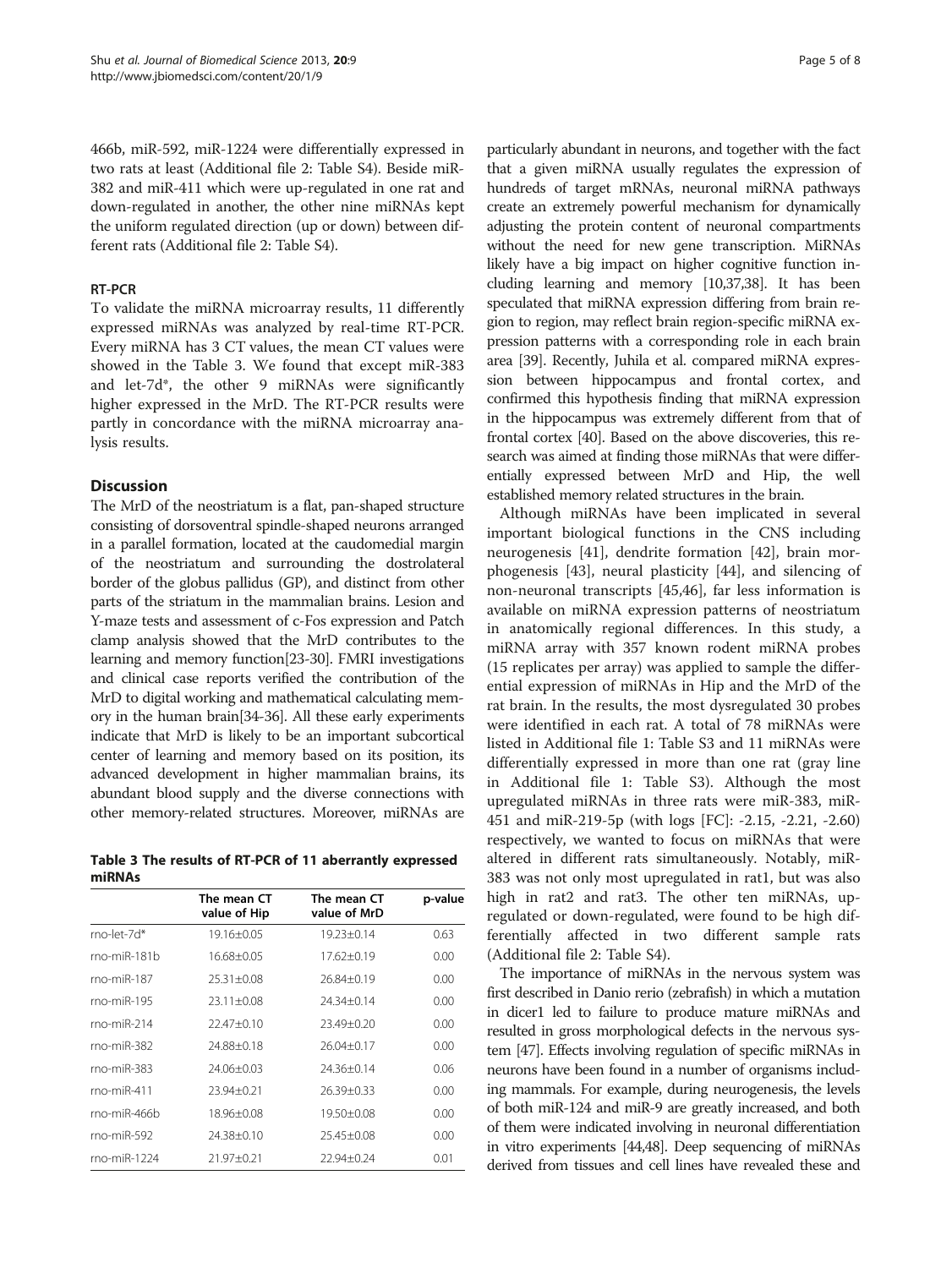466b, miR-592, miR-1224 were differentially expressed in two rats at least (Additional file 2: Table S4). Beside miR-382 and miR-411 which were up-regulated in one rat and down-regulated in another, the other nine miRNAs kept the uniform regulated direction (up or down) between different rats (Additional file 2: Table S4).

### RT-PCR

To validate the miRNA microarray results, 11 differently expressed miRNAs was analyzed by real-time RT-PCR. Every miRNA has 3 CT values, the mean CT values were showed in the Table 3. We found that except miR-383 and let-7d*, the other 9 miRNAs were significantly higher expressed in the MrD. The RT-PCR results were partly in concordance with the miRNA microarray analysis results.

## Discussion

The MrD of the neostriatum is a flat, pan-shaped structure consisting of dorsoventral spindle-shaped neurons arranged in a parallel formation, located at the caudomedial margin of the neostriatum and surrounding the dostrolateral border of the globus pallidus (GP), and distinct from other parts of the striatum in the mammalian brains. Lesion and Y-maze tests and assessment of c-Fos expression and Patch clamp analysis showed that the MrD contributes to the learning and memory function[23-30]. FMRI investigations and clinical case reports verified the contribution of the MrD to digital working and mathematical calculating memory in the human brain[34-36]. All these early experiments indicate that MrD is likely to be an important subcortical center of learning and memory based on its position, its advanced development in higher mammalian brains, its abundant blood supply and the diverse connections with other memory-related structures. Moreover, miRNAs are particularly abundant in neurons, and together with the fact that a given miRNA usually regulates the expression of hundreds of target mRNAs, neuronal miRNA pathways create an extremely powerful mechanism for dynamically adjusting the protein content of neuronal compartments without the need for new gene transcription. MiRNAs likely have a big impact on higher cognitive function including learning and memory [10,37,38]. It has been speculated that miRNA expression differing from brain region to region, may reflect brain region-specific miRNA expression patterns with a corresponding role in each brain area [39]. Recently, Juhila et al. compared miRNA expression between hippocampus and frontal cortex, and confirmed this hypothesis finding that miRNA expression in the hippocampus was extremely different from that of frontal cortex [40]. Based on the above discoveries, this research was aimed at finding those miRNAs that were differentially expressed between MrD and Hip, the well established memory related structures in the brain.

**Table 3 The results of RT-PCR of 11 aberrantly expressed miRNAs**

| | The mean CT value of Hip | The mean CT value of MrD | p-value |
|---|---|---|---|
| rno-let-7d* | 19.16±0.05 | 19.23±0.14 | 0.63 |
| rno-miR-181b | 16.68±0.05 | 17.62±0.19 | 0.00 |
| rno-miR-187 | 25.31±0.08 | 26.84±0.19 | 0.00 |
| rno-miR-195 | 23.11±0.08 | 24.34±0.14 | 0.00 |
| rno-miR-214 | 22.47±0.10 | 23.49±0.20 | 0.00 |
| rno-miR-382 | 24.88±0.18 | 26.04±0.17 | 0.00 |
| rno-miR-383 | 24.06±0.03 | 24.36±0.14 | 0.06 |
| rno-miR-411 | 23.94±0.21 | 26.39±0.33 | 0.00 |
| rno-miR-466b | 18.96±0.08 | 19.50±0.08 | 0.00 |
| rno-miR-592 | 24.38±0.10 | 25.45±0.08 | 0.00 |
| rno-miR-1224 | 21.97±0.21 | 22.94±0.24 | 0.01 |

Although miRNAs have been implicated in several important biological functions in the CNS including neurogenesis [41], dendrite formation [42], brain morphogenesis [43], neural plasticity [44], and silencing of non-neuronal transcripts [45,46], far less information is available on miRNA expression patterns of neostriatum in anatomically regional differences. In this study, a miRNA array with 357 known rodent miRNA probes (15 replicates per array) was applied to sample the differential expression of miRNAs in Hip and the MrD of the rat brain. In the results, the most dysregulated 30 probes were identified in each rat. A total of 78 miRNAs were listed in Additional file 1: Table S3 and 11 miRNAs were differentially expressed in more than one rat (gray line in Additional file 1: Table S3). Although the most upregulated miRNAs in three rats were miR-383, miR-451 and miR-219-5p (with logs [FC]: -2.15, -2.21, -2.60) respectively, we wanted to focus on miRNAs that were altered in different rats simultaneously. Notably, miR-383 was not only most upregulated in rat1, but was also high in rat2 and rat3. The other ten miRNAs, upregulated or down-regulated, were found to be high differentially affected in two different sample rats (Additional file 2: Table S4).

The importance of miRNAs in the nervous system was first described in Danio rerio (zebrafish) in which a mutation in dicer1 led to failure to produce mature miRNAs and resulted in gross morphological defects in the nervous system [47]. Effects involving regulation of specific miRNAs in neurons have been found in a number of organisms including mammals. For example, during neurogenesis, the levels of both miR-124 and miR-9 are greatly increased, and both of them were indicated involving in neuronal differentiation in vitro experiments [44,48]. Deep sequencing of miRNAs derived from tissues and cell lines have revealed these and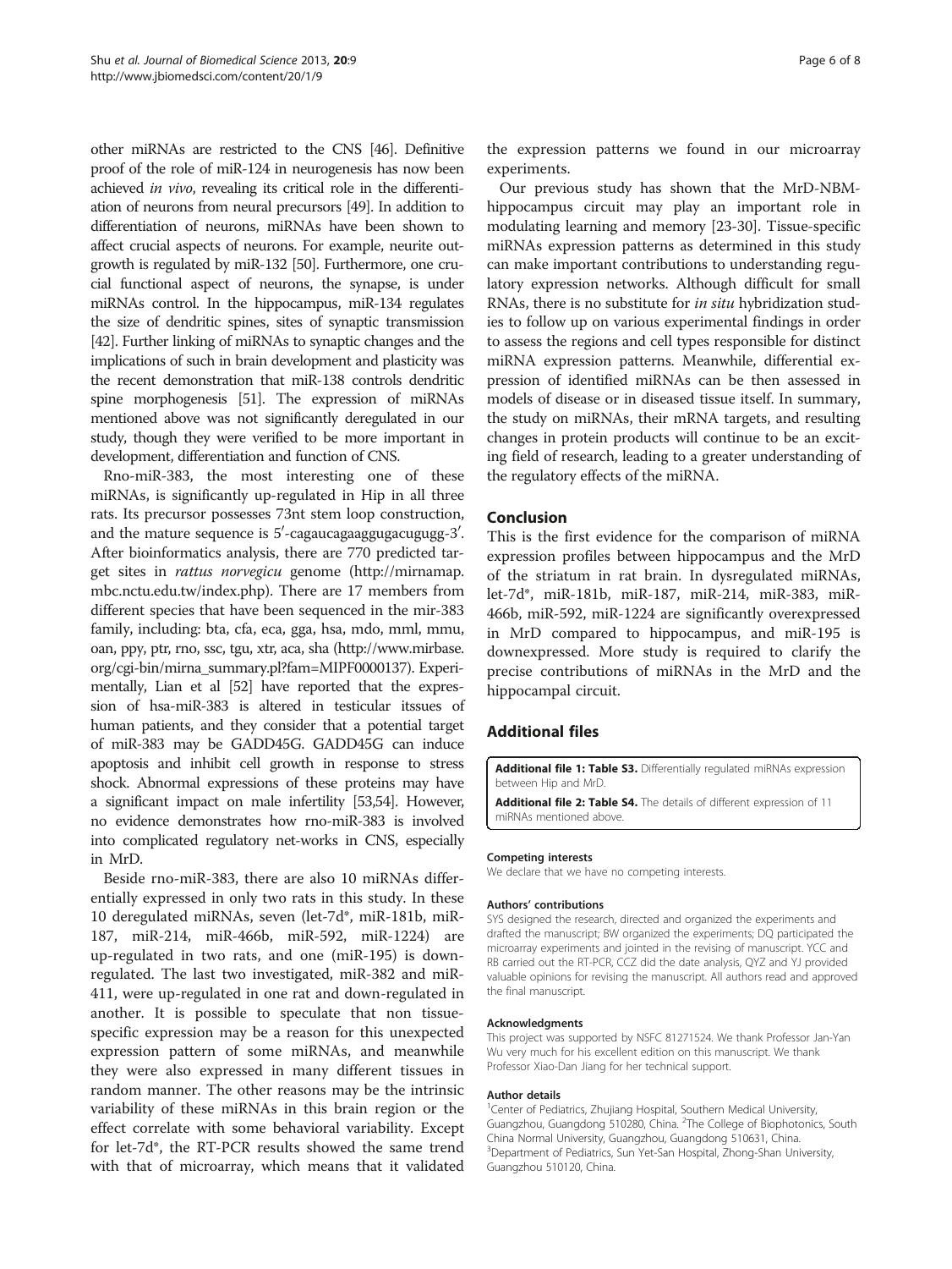other miRNAs are restricted to the CNS [46]. Definitive proof of the role of miR-124 in neurogenesis has now been achieved *in vivo*, revealing its critical role in the differentiation of neurons from neural precursors [49]. In addition to differentiation of neurons, miRNAs have been shown to affect crucial aspects of neurons. For example, neurite outgrowth is regulated by miR-132 [50]. Furthermore, one crucial functional aspect of neurons, the synapse, is under miRNAs control. In the hippocampus, miR-134 regulates the size of dendritic spines, sites of synaptic transmission [42]. Further linking of miRNAs to synaptic changes and the implications of such in brain development and plasticity was the recent demonstration that miR-138 controls dendritic spine morphogenesis [51]. The expression of miRNAs mentioned above was not significantly deregulated in our study, though they were verified to be more important in development, differentiation and function of CNS.

Rno-miR-383, the most interesting one of these miRNAs, is significantly up-regulated in Hip in all three rats. Its precursor possesses 73nt stem loop construction, and the mature sequence is 5′-cagaucagaaggugacugugg-3′. After bioinformatics analysis, there are 770 predicted target sites in *rattus norvegicu* genome (http://mirnamap.mbc.nctu.edu.tw/index.php). There are 17 members from different species that have been sequenced in the mir-383 family, including: bta, cfa, eca, gga, hsa, mdo, mml, mmu, oan, ppy, ptr, rno, ssc, tgu, xtr, aca, sha (http://www.mirbase.org/cgi-bin/mirna_summary.pl?fam=MIPF0000137). Experimentally, Lian et al [52] have reported that the expression of hsa-miR-383 is altered in testicular itssues of human patients, and they consider that a potential target of miR-383 may be GADD45G. GADD45G can induce apoptosis and inhibit cell growth in response to stress shock. Abnormal expressions of these proteins may have a significant impact on male infertility [53,54]. However, no evidence demonstrates how rno-miR-383 is involved into complicated regulatory net-works in CNS, especially in MrD.

Beside rno-miR-383, there are also 10 miRNAs differentially expressed in only two rats in this study. In these 10 deregulated miRNAs, seven (let-7d*, miR-181b, miR-187, miR-214, miR-466b, miR-592, miR-1224) are up-regulated in two rats, and one (miR-195) is down-regulated. The last two investigated, miR-382 and miR-411, were up-regulated in one rat and down-regulated in another. It is possible to speculate that non tissue-specific expression may be a reason for this unexpected expression pattern of some miRNAs, and meanwhile they were also expressed in many different tissues in random manner. The other reasons may be the intrinsic variability of these miRNAs in this brain region or the effect correlate with some behavioral variability. Except for let-7d*, the RT-PCR results showed the same trend with that of microarray, which means that it validated the expression patterns we found in our microarray experiments.

Our previous study has shown that the MrD-NBM-hippocampus circuit may play an important role in modulating learning and memory [23-30]. Tissue-specific miRNAs expression patterns as determined in this study can make important contributions to understanding regulatory expression networks. Although difficult for small RNAs, there is no substitute for *in situ* hybridization studies to follow up on various experimental findings in order to assess the regions and cell types responsible for distinct miRNA expression patterns. Meanwhile, differential expression of identified miRNAs can be then assessed in models of disease or in diseased tissue itself. In summary, the study on miRNAs, their mRNA targets, and resulting changes in protein products will continue to be an exciting field of research, leading to a greater understanding of the regulatory effects of the miRNA.

## Conclusion

This is the first evidence for the comparison of miRNA expression profiles between hippocampus and the MrD of the striatum in rat brain. In dysregulated miRNAs, let-7d*, miR-181b, miR-187, miR-214, miR-383, miR-466b, miR-592, miR-1224 are significantly overexpressed in MrD compared to hippocampus, and miR-195 is downexpressed. More study is required to clarify the precise contributions of miRNAs in the MrD and the hippocampal circuit.

## Additional files

**Additional file 1: Table S3.** Differentially regulated miRNAs expression between Hip and MrD.

**Additional file 2: Table S4.** The details of different expression of 11 miRNAs mentioned above.

#### Competing interests

We declare that we have no competing interests.

#### Authors' contributions

SYS designed the research, directed and organized the experiments and drafted the manuscript; BW organized the experiments; DQ participated the microarray experiments and jointed in the revising of manuscript. YCC and RB carried out the RT-PCR, CCZ did the date analysis, QYZ and YJ provided valuable opinions for revising the manuscript. All authors read and approved the final manuscript.

#### Acknowledgments

This project was supported by NSFC 81271524. We thank Professor Jan-Yan Wu very much for his excellent edition on this manuscript. We thank Professor Xiao-Dan Jiang for her technical support.

#### Author details

[1]Center of Pediatrics, Zhujiang Hospital, Southern Medical University, Guangzhou, Guangdong 510280, China. [2]The College of Biophotonics, South China Normal University, Guangzhou, Guangdong 510631, China. [3]Department of Pediatrics, Sun Yet-San Hospital, Zhong-Shan University, Guangzhou 510120, China.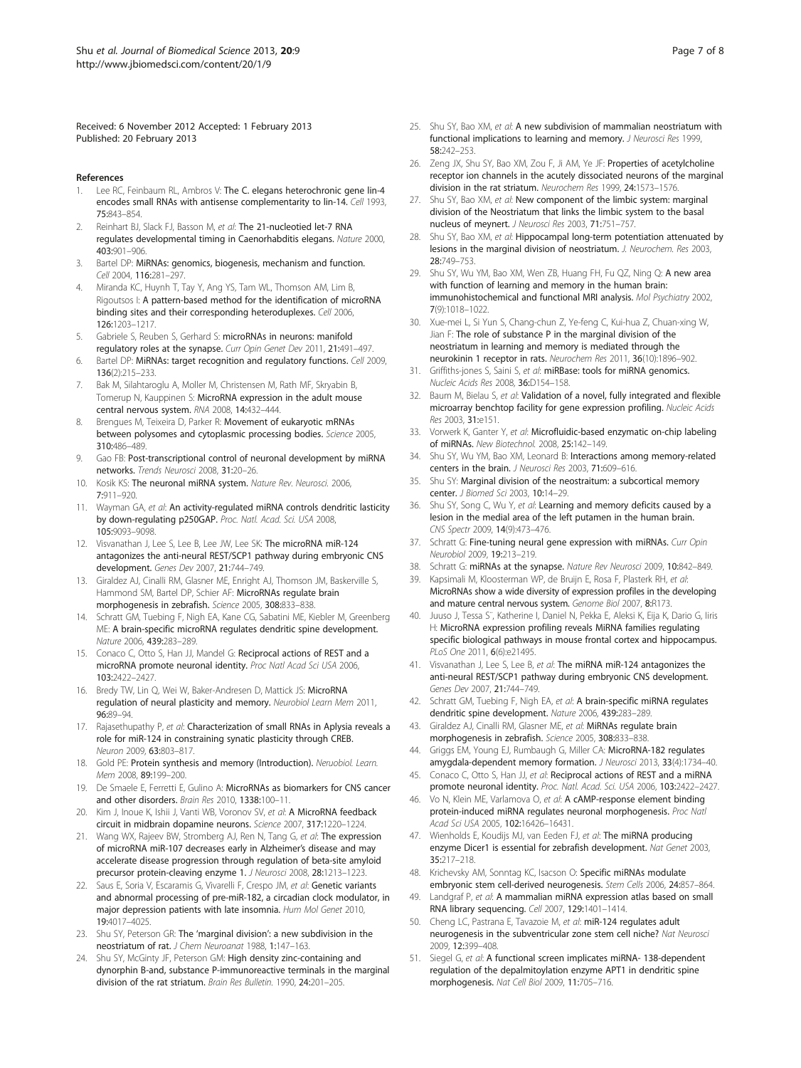Received: 6 November 2012 Accepted: 1 February 2013
Published: 20 February 2013

## References

1. Lee RC, Feinbaum RL, Ambros V: **The C. elegans heterochronic gene lin-4 encodes small RNAs with antisense complementarity to lin-14.** *Cell* 1993, **75:**843–854.
2. Reinhart BJ, Slack FJ, Basson M, *et al*: **The 21-nucleotied let-7 RNA regulates developmental timing in Caenorhabditis elegans.** *Nature* 2000, **403:**901–906.
3. Bartel DP: **MiRNAs: genomics, biogenesis, mechanism and function.** *Cell* 2004, **116:**281–297.
4. Miranda KC, Huynh T, Tay Y, Ang YS, Tam WL, Thomson AM, Lim B, Rigoutsos I: **A pattern-based method for the identification of microRNA binding sites and their corresponding heteroduplexes.** *Cell* 2006, **126:**1203–1217.
5. Gabriele S, Reuben S, Gerhard S: **microRNAs in neurons: manifold regulatory roles at the synapse.** *Curr Opin Genet Dev* 2011, **21:**491–497.
6. Bartel DP: **MiRNAs: target recognition and regulatory functions.** *Cell* 2009, **136**(2):215–233.
7. Bak M, Silahtaroglu A, Moller M, Christensen M, Rath MF, Skryabin B, Tomerup N, Kauppinen S: **MicroRNA expression in the adult mouse central nervous system.** *RNA* 2008, **14:**432–444.
8. Brengues M, Teixeira D, Parker R: **Movement of eukaryotic mRNAs between polysomes and cytoplasmic processing bodies.** *Science* 2005, **310:**486–489.
9. Gao FB: **Post-transcriptional control of neuronal development by miRNA networks.** *Trends Neurosci* 2008, **31:**20–26.
10. Kosik KS: **The neuronal miRNA system.** *Nature Rev. Neurosci.* 2006, **7:**911–920.
11. Wayman GA, *et al*: **An activity-regulated miRNA controls dendritic lasticity by down-regulating p250GAP.** *Proc. Natl. Acad. Sci. USA* 2008, **105:**9093–9098.
12. Visvanathan J, Lee S, Lee B, Lee JW, Lee SK: **The microRNA miR-124 antagonizes the anti-neural REST/SCP1 pathway during embryonic CNS development.** *Genes Dev* 2007, **21:**744–749.
13. Giraldez AJ, Cinalli RM, Glasner ME, Enright AJ, Thomson JM, Baskerville S, Hammond SM, Bartel DP, Schier AF: **MicroRNAs regulate brain morphogenesis in zebrafish.** *Science* 2005, **308:**833–838.
14. Schratt GM, Tuebing F, Nigh EA, Kane CG, Sabatini ME, Kiebler M, Greenberg ME: **A brain-specific microRNA regulates dendritic spine development.** *Nature* 2006, **439:**283–289.
15. Conaco C, Otto S, Han JJ, Mandel G: **Reciprocal actions of REST and a microRNA promote neuronal identity.** *Proc Natl Acad Sci USA* 2006, **103:**2422–2427.
16. Bredy TW, Lin Q, Wei W, Baker-Andresen D, Mattick JS: **MicroRNA regulation of neural plasticity and memory.** *Neurobiol Learn Mem* 2011, **96:**89–94.
17. Rajasethupathy P, *et al*: **Characterization of small RNAs in Aplysia reveals a role for miR-124 in constraining synatic plasticity through CREB.** *Neuron* 2009, **63:**803–817.
18. Gold PE: **Protein synthesis and memory (Introduction).** *Neruobiol. Learn. Mem* 2008, **89:**199–200.
19. De Smaele E, Ferretti E, Gulino A: **MicroRNAs as biomarkers for CNS cancer and other disorders.** *Brain Res* 2010, **1338:**100–11.
20. Kim J, Inoue K, Ishii J, Vanti WB, Voronov SV, *et al*: **A MicroRNA feedback circuit in midbrain dopamine neurons.** *Science* 2007, **317:**1220–1224.
21. Wang WX, Rajeev BW, Stromberg AJ, Ren N, Tang G, *et al*: **The expression of microRNA miR-107 decreases early in Alzheimer's disease and may accelerate disease progression through regulation of beta-site amyloid precursor protein-cleaving enzyme 1.** *J Neurosci* 2008, **28:**1213–1223.
22. Saus E, Soria V, Escaramis G, Vivarelli F, Crespo JM, *et al*: **Genetic variants and abnormal processing of pre-miR-182, a circadian clock modulator, in major depression patients with late insomnia.** *Hum Mol Genet* 2010, **19:**4017–4025.
23. Shu SY, Peterson GR: **The 'marginal division': a new subdivision in the neostriatum of rat.** *J Chem Neuroanat* 1988, **1:**147–163.
24. Shu SY, McGinty JF, Peterson GM: **High density zinc-containing and dynorphin B-and, substance P-immunoreactive terminals in the marginal division of the rat striatum.** *Brain Res Bulletin.* 1990, **24:**201–205.
25. Shu SY, Bao XM, *et al*: **A new subdivision of mammalian neostriatum with functional implications to learning and memory.** *J Neurosci Res* 1999, **58:**242–253.
26. Zeng JX, Shu SY, Bao XM, Zou F, Ji AM, Ye JF: **Properties of acetylcholine receptor ion channels in the acutely dissociated neurons of the marginal division in the rat striatum.** *Neurochem Res* 1999, **24:**1573–1576.
27. Shu SY, Bao XM, *et al*: **New component of the limbic system: marginal division of the Neostriatum that links the limbic system to the basal nucleus of meynert.** *J Neurosci Res* 2003, **71:**751–757.
28. Shu SY, Bao XM, *et al*: **Hippocampal long-term potentiation attenuated by lesions in the marginal division of neostriatum.** *J. Neurochem. Res* 2003, **28:**749–753.
29. Shu SY, Wu YM, Bao XM, Wen ZB, Huang FH, Fu QZ, Ning Q: **A new area with function of learning and memory in the human brain: immunohistochemical and functional MRI analysis.** *Mol Psychiatry* 2002, **7**(9):1018–1022.
30. Xue-mei L, Si Yun S, Chang-chun Z, Ye-feng C, Kui-hua Z, Chuan-xing W, Jian F: **The role of substance P in the marginal division of the neostriatum in learning and memory is mediated through the neurokinin 1 receptor in rats.** *Neurochem Res* 2011, **36**(10):1896–902.
31. Griffiths-jones S, Saini S, *et al*: **miRBase: tools for miRNA genomics.** *Nucleic Acids Res* 2008, **36:**D154–158.
32. Baum M, Bielau S, *et al*: **Validation of a novel, fully integrated and flexible microarray benchtop facility for gene expression profiling.** *Nucleic Acids Res* 2003, **31:**e151.
33. Vorwerk K, Ganter Y, *et al*: **Microfluidic-based enzymatic on-chip labeling of miRNAs.** *New Biotechnol.* 2008, **25:**142–149.
34. Shu SY, Wu YM, Bao XM, Leonard B: **Interactions among memory-related centers in the brain.** *J Neurosci Res* 2003, **71:**609–616.
35. Shu SY: **Marginal division of the neostraitum: a subcortical memory center.** *J Biomed Sci* 2003, **10:**14–29.
36. Shu SY, Song C, Wu Y, *et al*: **Learning and memory deficits caused by a lesion in the medial area of the left putamen in the human brain.** *CNS Spectr* 2009, **14**(9):473–476.
37. Schratt G: **Fine-tuning neural gene expression with miRNAs.** *Curr Opin Neurobiol* 2009, **19:**213–219.
38. Schratt G: **miRNAs at the synapse.** *Nature Rev Neurosci* 2009, **10:**842–849.
39. Kapsimali M, Kloosterman WP, de Bruijn E, Rosa F, Plasterk RH, *et al*: **MicroRNAs show a wide diversity of expression profiles in the developing and mature central nervous system.** *Genome Biol* 2007, **8:**R173.
40. Juuso J, Tessa S¨, Katherine I, Daniel N, Pekka E, Aleksi K, Eija K, Dario G, Iiris H: **MicroRNA expression profiling reveals MiRNA families regulating specific biological pathways in mouse frontal cortex and hippocampus.** *PLoS One* 2011, **6**(6):e21495.
41. Visvanathan J, Lee S, Lee B, *et al*: **The miRNA miR-124 antagonizes the anti-neural REST/SCP1 pathway during embryonic CNS development.** *Genes Dev* 2007, **21:**744–749.
42. Schratt GM, Tuebing F, Nigh EA, *et al*: **A brain-specific miRNA regulates dendritic spine development.** *Nature* 2006, **439:**283–289.
43. Giraldez AJ, Cinalli RM, Glasner ME, *et al*: **MiRNAs regulate brain morphogenesis in zebrafish.** *Science* 2005, **308:**833–838.
44. Griggs EM, Young EJ, Rumbaugh G, Miller CA: **MicroRNA-182 regulates amygdala-dependent memory formation.** *J Neurosci* 2013, **33**(4):1734–40.
45. Conaco C, Otto S, Han JJ, *et al*: **Reciprocal actions of REST and a miRNA promote neuronal identity.** *Proc. Natl. Acad. Sci. USA* 2006, **103:**2422–2427.
46. Vo N, Klein ME, Varlamova O, *et al*: **A cAMP-response element binding protein-induced miRNA regulates neuronal morphogenesis.** *Proc Natl Acad Sci USA* 2005, **102:**16426–16431.
47. Wienholds E, Koudijs MJ, van Eeden FJ, *et al*: **The miRNA producing enzyme Dicer1 is essential for zebrafish development.** *Nat Genet* 2003, **35:**217–218.
48. Krichevsky AM, Sonntag KC, Isacson O: **Specific miRNAs modulate embryonic stem cell-derived neurogenesis.** *Stem Cells* 2006, **24:**857–864.
49. Landgraf P, *et al*: **A mammalian miRNA expression atlas based on small RNA library sequencing.** *Cell* 2007, **129:**1401–1414.
50. Cheng LC, Pastrana E, Tavazoie M, *et al*: **miR-124 regulates adult neurogenesis in the subventricular zone stem cell niche?** *Nat Neurosci* 2009, **12:**399–408.
51. Siegel G, *et al*: **A functional screen implicates miRNA- 138-dependent regulation of the depalmitoylation enzyme APT1 in dendritic spine morphogenesis.** *Nat Cell Biol* 2009, **11:**705–716.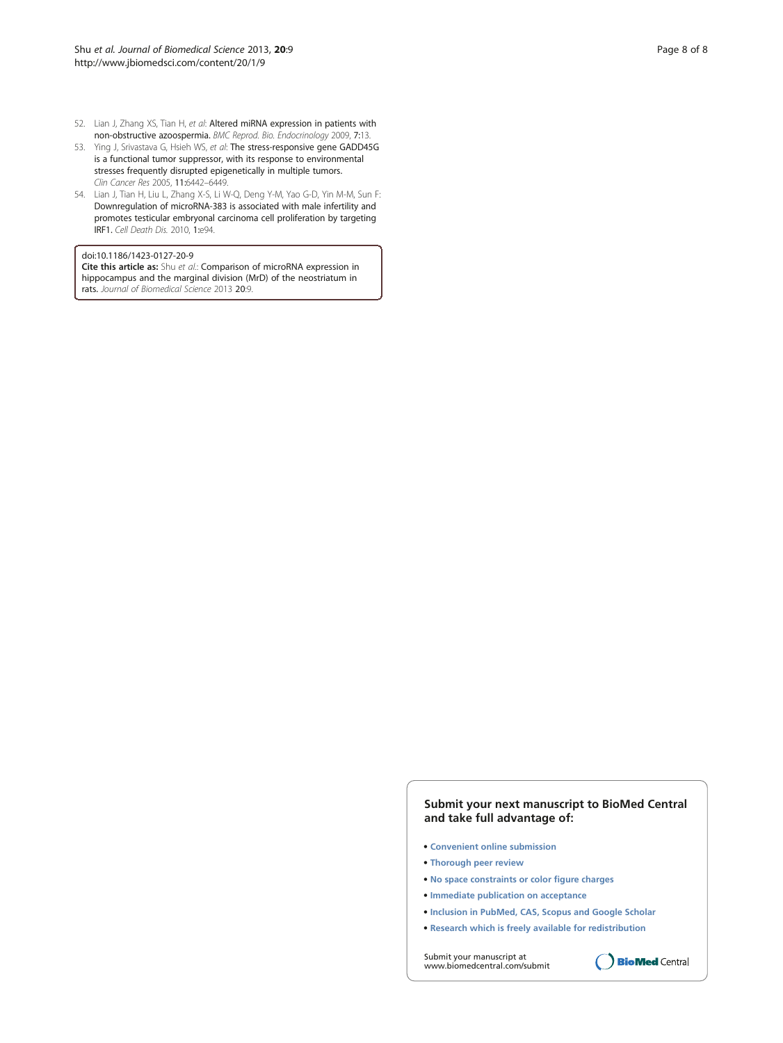52. Lian J, Zhang XS, Tian H, *et al*: **Altered miRNA expression in patients with non-obstructive azoospermia.** *BMC Reprod. Bio. Endocrinology* 2009, **7:**13.
53. Ying J, Srivastava G, Hsieh WS, *et al*: **The stress-responsive gene GADD45G is a functional tumor suppressor, with its response to environmental stresses frequently disrupted epigenetically in multiple tumors.** *Clin Cancer Res* 2005, **11:**6442–6449.
54. Lian J, Tian H, Liu L, Zhang X-S, Li W-Q, Deng Y-M, Yao G-D, Yin M-M, Sun F: **Downregulation of microRNA-383 is associated with male infertility and promotes testicular embryonal carcinoma cell proliferation by targeting IRF1.** *Cell Death Dis.* 2010, **1:**e94.

doi:10.1186/1423-0127-20-9
**Cite this article as:** Shu *et al.*: Comparison of microRNA expression in hippocampus and the marginal division (MrD) of the neostriatum in rats. *Journal of Biomedical Science* 2013 **20**:9.

**Submit your next manuscript to BioMed Central and take full advantage of:**

- **Convenient online submission**
- **Thorough peer review**
- **No space constraints or color figure charges**
- **Immediate publication on acceptance**
- **Inclusion in PubMed, CAS, Scopus and Google Scholar**
- **Research which is freely available for redistribution**

Submit your manuscript at
www.biomedcentral.com/submit

BioMed Central